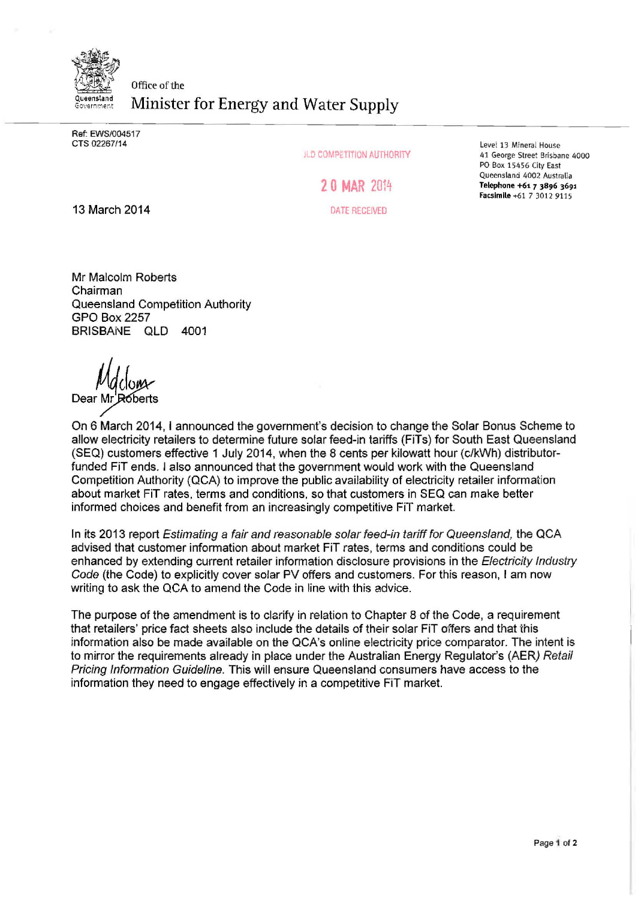Office of the
Minister for Energy and Water Supply

Ref: EWS/004517
CTS 02267/14

Level 13 Mineral House
41 George Street Brisbane 4000
PO Box 15456 City East
Queensland 4002 Australia
**Telephone +61 7 3896 3691**
**Facsimile** +61 7 3012 9115

QLD COMPETITION AUTHORITY
20 MAR 2014
DATE RECEIVED

13 March 2014

Mr Malcolm Roberts
Chairman
Queensland Competition Authority
GPO Box 2257
BRISBANE QLD 4001

Dear ~~Mr Roberts~~ Malcolm

On 6 March 2014, I announced the government's decision to change the Solar Bonus Scheme to allow electricity retailers to determine future solar feed-in tariffs (FiTs) for South East Queensland (SEQ) customers effective 1 July 2014, when the 8 cents per kilowatt hour (c/kWh) distributor-funded FiT ends. I also announced that the government would work with the Queensland Competition Authority (QCA) to improve the public availability of electricity retailer information about market FiT rates, terms and conditions, so that customers in SEQ can make better informed choices and benefit from an increasingly competitive FiT market.

In its 2013 report *Estimating a fair and reasonable solar feed-in tariff for Queensland,* the QCA advised that customer information about market FiT rates, terms and conditions could be enhanced by extending current retailer information disclosure provisions in the *Electricity Industry Code* (the Code) to explicitly cover solar PV offers and customers. For this reason, I am now writing to ask the QCA to amend the Code in line with this advice.

The purpose of the amendment is to clarify in relation to Chapter 8 of the Code, a requirement that retailers' price fact sheets also include the details of their solar FiT offers and that this information also be made available on the QCA's online electricity price comparator. The intent is to mirror the requirements already in place under the Australian Energy Regulator's (AER) *Retail Pricing Information Guideline*. This will ensure Queensland consumers have access to the information they need to engage effectively in a competitive FiT market.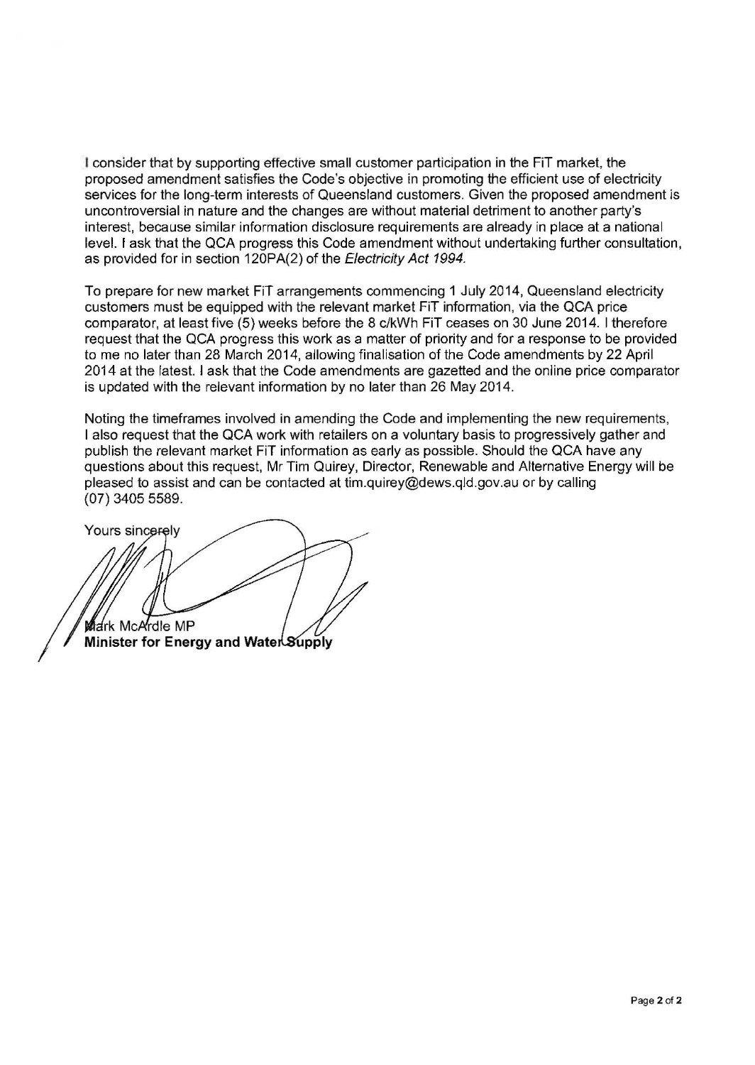I consider that by supporting effective small customer participation in the FiT market, the proposed amendment satisfies the Code's objective in promoting the efficient use of electricity services for the long-term interests of Queensland customers. Given the proposed amendment is uncontroversial in nature and the changes are without material detriment to another party's interest, because similar information disclosure requirements are already in place at a national level. I ask that the QCA progress this Code amendment without undertaking further consultation, as provided for in section 120PA(2) of the *Electricity Act 1994*.

To prepare for new market FiT arrangements commencing 1 July 2014, Queensland electricity customers must be equipped with the relevant market FiT information, via the QCA price comparator, at least five (5) weeks before the 8 c/kWh FiT ceases on 30 June 2014. I therefore request that the QCA progress this work as a matter of priority and for a response to be provided to me no later than 28 March 2014, allowing finalisation of the Code amendments by 22 April 2014 at the latest. I ask that the Code amendments are gazetted and the online price comparator is updated with the relevant information by no later than 26 May 2014.

Noting the timeframes involved in amending the Code and implementing the new requirements, I also request that the QCA work with retailers on a voluntary basis to progressively gather and publish the relevant market FiT information as early as possible. Should the QCA have any questions about this request, Mr Tim Quirey, Director, Renewable and Alternative Energy will be pleased to assist and can be contacted at tim.quirey@dews.qld.gov.au or by calling (07) 3405 5589.

Yours sincerely

Mark McArdle MP
**Minister for Energy and Water Supply**